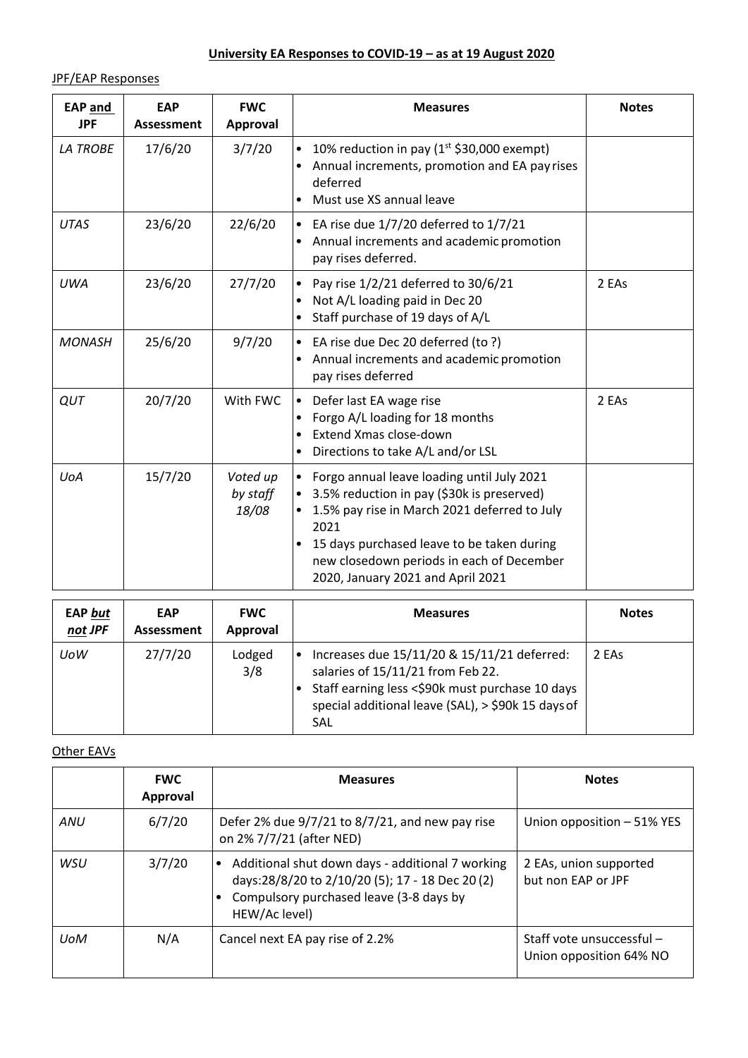# University EA Responses to COVID-19 – as at 19 August 2020

JPF/EAP Responses

| EAP and JPF | EAP Assessment | FWC Approval | Measures | Notes |
|---|---|---|---|---|
| *LA TROBE* | 17/6/20 | 3/7/20 | • 10% reduction in pay (1st $30,000 exempt)<br>• Annual increments, promotion and EA pay rises deferred<br>• Must use XS annual leave | |
| *UTAS* | 23/6/20 | 22/6/20 | • EA rise due 1/7/20 deferred to 1/7/21<br>• Annual increments and academic promotion pay rises deferred. | |
| *UWA* | 23/6/20 | 27/7/20 | • Pay rise 1/2/21 deferred to 30/6/21<br>• Not A/L loading paid in Dec 20<br>• Staff purchase of 19 days of A/L | 2 EAs |
| *MONASH* | 25/6/20 | 9/7/20 | • EA rise due Dec 20 deferred (to ?)<br>• Annual increments and academic promotion pay rises deferred | |
| *QUT* | 20/7/20 | With FWC | • Defer last EA wage rise<br>• Forgo A/L loading for 18 months<br>• Extend Xmas close-down<br>• Directions to take A/L and/or LSL | 2 EAs |
| *UoA* | 15/7/20 | *Voted up by staff 18/08* | • Forgo annual leave loading until July 2021<br>• 3.5% reduction in pay ($30k is preserved)<br>• 1.5% pay rise in March 2021 deferred to July 2021<br>• 15 days purchased leave to be taken during new closedown periods in each of December 2020, January 2021 and April 2021 | |

| EAP *but not* JPF | EAP Assessment | FWC Approval | Measures | Notes |
|---|---|---|---|---|
| *UoW* | 27/7/20 | Lodged 3/8 | • Increases due 15/11/20 & 15/11/21 deferred: salaries of 15/11/21 from Feb 22.<br>• Staff earning less <$90k must purchase 10 days special additional leave (SAL), > $90k 15 days of SAL | 2 EAs |

Other EAVs

| | FWC Approval | Measures | Notes |
|---|---|---|---|
| *ANU* | 6/7/20 | Defer 2% due 9/7/21 to 8/7/21, and new pay rise on 2% 7/7/21 (after NED) | Union opposition – 51% YES |
| *WSU* | 3/7/20 | • Additional shut down days - additional 7 working days:28/8/20 to 2/10/20 (5); 17 - 18 Dec 20 (2)<br>• Compulsory purchased leave (3-8 days by HEW/Ac level) | 2 EAs, union supported but non EAP or JPF |
| *UoM* | N/A | Cancel next EA pay rise of 2.2% | Staff vote unsuccessful – Union opposition 64% NO |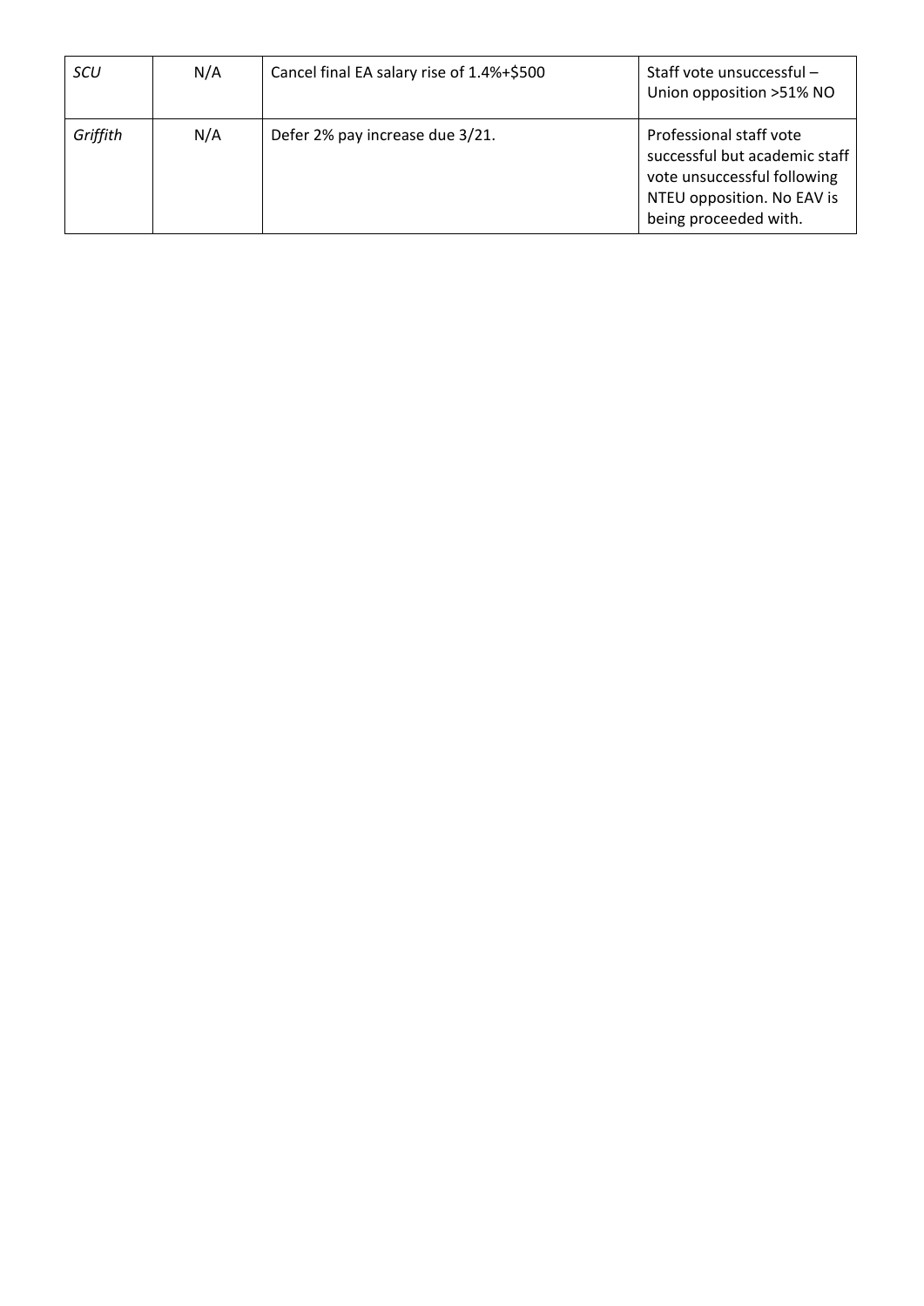| | | | |
|---|---|---|---|
| *SCU* | N/A | Cancel final EA salary rise of 1.4%+$500 | Staff vote unsuccessful – Union opposition >51% NO |
| *Griffith* | N/A | Defer 2% pay increase due 3/21. | Professional staff vote successful but academic staff vote unsuccessful following NTEU opposition. No EAV is being proceeded with. |